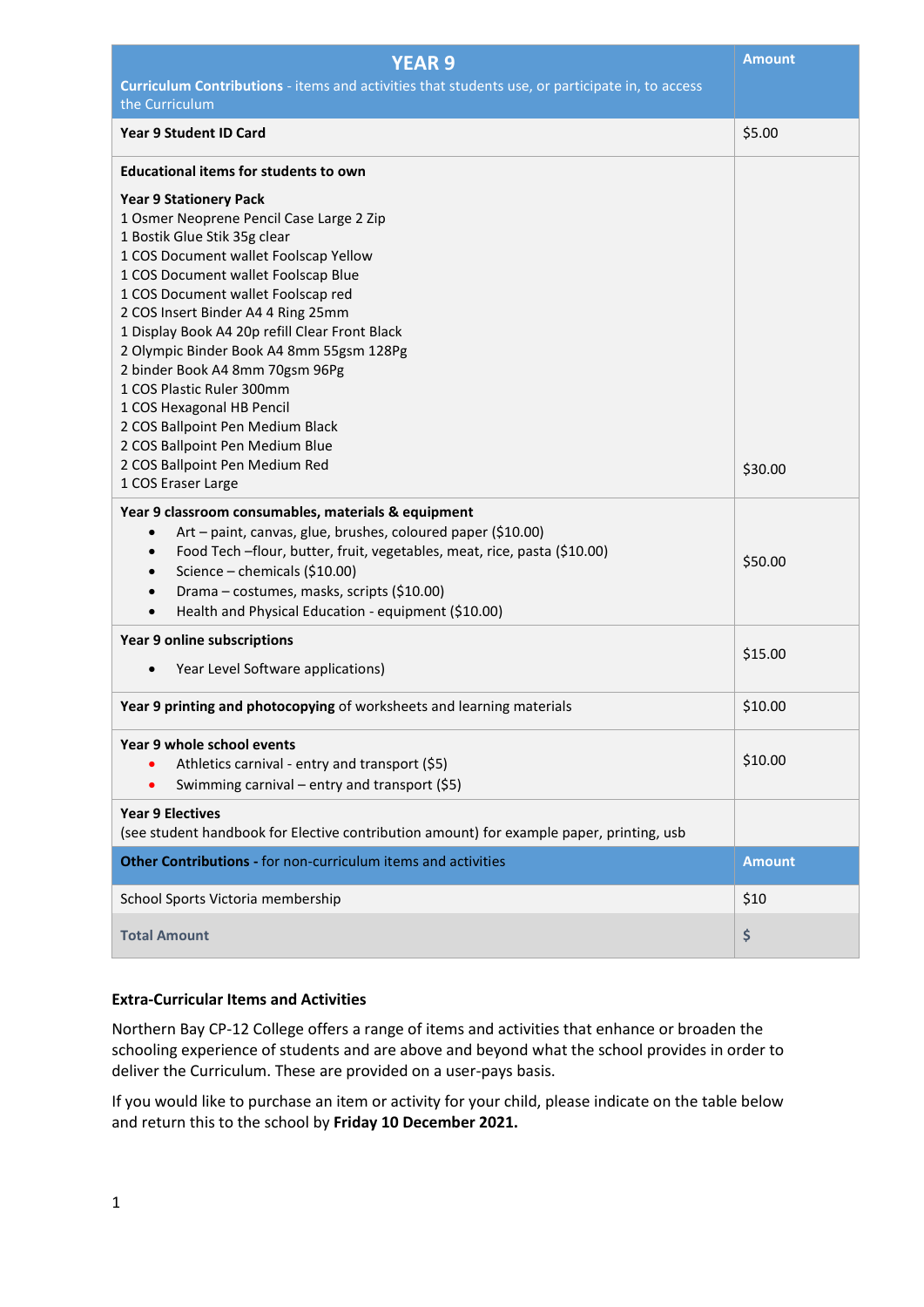| **YEAR 9**<br>**Curriculum Contributions** - items and activities that students use, or participate in, to access the Curriculum | **Amount** |
|---|---|
| **Year 9 Student ID Card** | $5.00 |
| **Educational items for students to own**<br><br>**Year 9 Stationery Pack**<br>1 Osmer Neoprene Pencil Case Large 2 Zip<br>1 Bostik Glue Stik 35g clear<br>1 COS Document wallet Foolscap Yellow<br>1 COS Document wallet Foolscap Blue<br>1 COS Document wallet Foolscap red<br>2 COS Insert Binder A4 4 Ring 25mm<br>1 Display Book A4 20p refill Clear Front Black<br>2 Olympic Binder Book A4 8mm 55gsm 128Pg<br>2 binder Book A4 8mm 70gsm 96Pg<br>1 COS Plastic Ruler 300mm<br>1 COS Hexagonal HB Pencil<br>2 COS Ballpoint Pen Medium Black<br>2 COS Ballpoint Pen Medium Blue<br>2 COS Ballpoint Pen Medium Red<br>1 COS Eraser Large | $30.00 |
| **Year 9 classroom consumables, materials & equipment**<br>• Art – paint, canvas, glue, brushes, coloured paper ($10.00)<br>• Food Tech –flour, butter, fruit, vegetables, meat, rice, pasta ($10.00)<br>• Science – chemicals ($10.00)<br>• Drama – costumes, masks, scripts ($10.00)<br>• Health and Physical Education - equipment ($10.00) | $50.00 |
| **Year 9 online subscriptions**<br>• Year Level Software applications) | $15.00 |
| **Year 9 printing and photocopying** of worksheets and learning materials | $10.00 |
| **Year 9 whole school events**<br>• Athletics carnival - entry and transport ($5)<br>• Swimming carnival – entry and transport ($5) | $10.00 |
| **Year 9 Electives**<br>(see student handbook for Elective contribution amount) for example paper, printing, usb | |
| **Other Contributions -** for non-curriculum items and activities | **Amount** |
| School Sports Victoria membership | $10 |
| **Total Amount** | **$** |

**Extra-Curricular Items and Activities**

Northern Bay CP-12 College offers a range of items and activities that enhance or broaden the schooling experience of students and are above and beyond what the school provides in order to deliver the Curriculum. These are provided on a user-pays basis.

If you would like to purchase an item or activity for your child, please indicate on the table below and return this to the school by **Friday 10 December 2021.**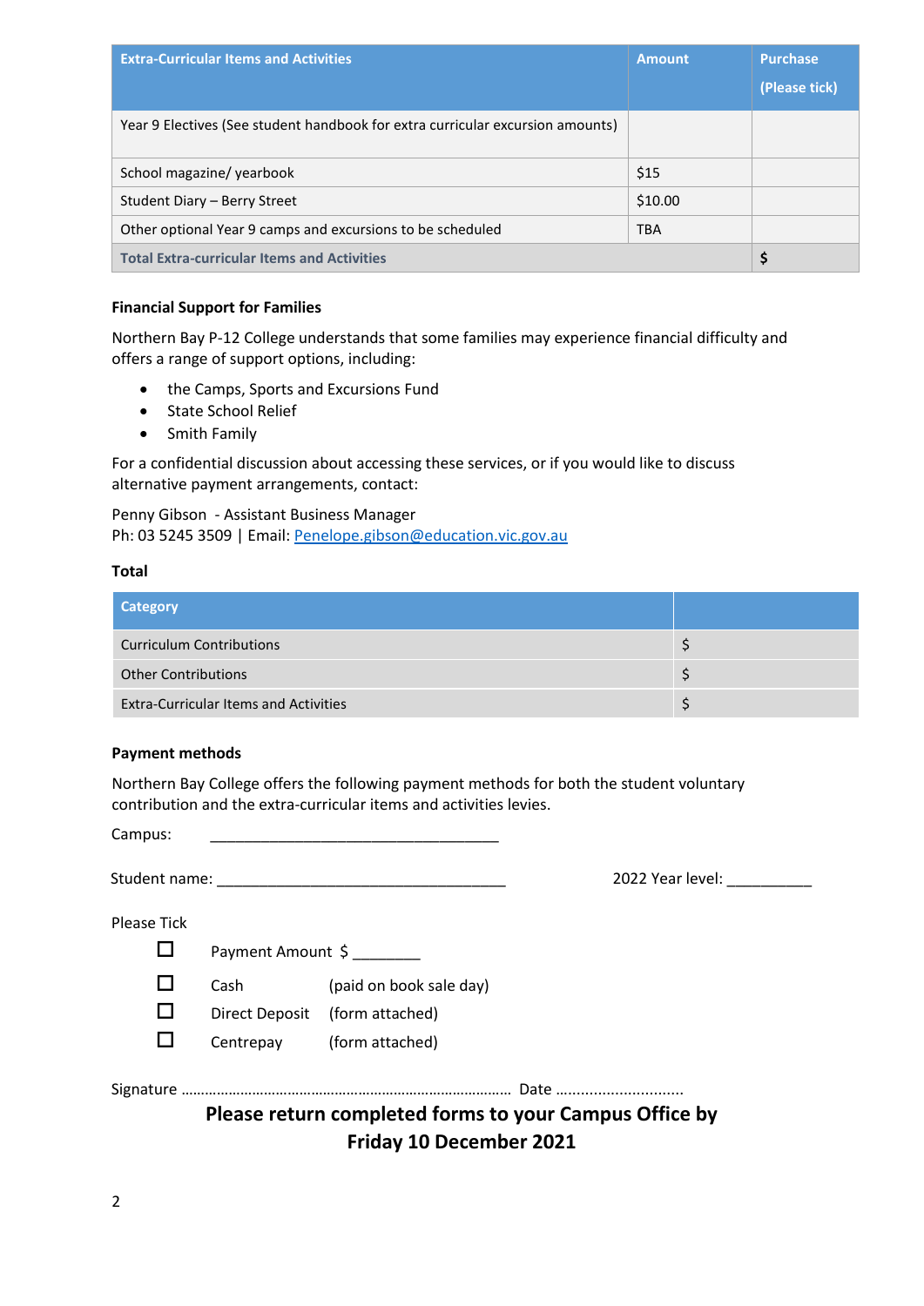| Extra-Curricular Items and Activities | Amount | Purchase (Please tick) |
|---|---|---|
| Year 9 Electives (See student handbook for extra curricular excursion amounts) | | |
| School magazine/ yearbook | $15 | |
| Student Diary – Berry Street | $10.00 | |
| Other optional Year 9 camps and excursions to be scheduled | TBA | |
| **Total Extra-curricular Items and Activities** | | **$** |

**Financial Support for Families**

Northern Bay P-12 College understands that some families may experience financial difficulty and offers a range of support options, including:

- the Camps, Sports and Excursions Fund
- State School Relief
- Smith Family

For a confidential discussion about accessing these services, or if you would like to discuss alternative payment arrangements, contact:

Penny Gibson - Assistant Business Manager
Ph: 03 5245 3509 | Email: Penelope.gibson@education.vic.gov.au

**Total**

| Category | |
|---|---|
| Curriculum Contributions | $ |
| Other Contributions | $ |
| Extra-Curricular Items and Activities | $ |

**Payment methods**

Northern Bay College offers the following payment methods for both the student voluntary contribution and the extra-curricular items and activities levies.

Campus: ___________________________________

Student name: ___________________________________ 2022 Year level: __________

Please Tick

- ☐ Payment Amount $ ________
- ☐ Cash (paid on book sale day)
- ☐ Direct Deposit (form attached)
- ☐ Centrepay (form attached)

Signature ………………………………………………………………………… Date ..............................

**Please return completed forms to your Campus Office by Friday 10 December 2021**